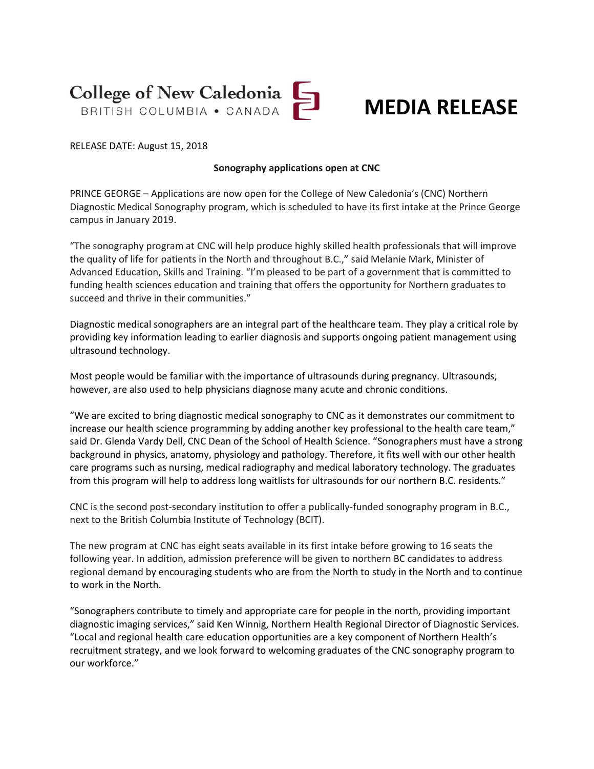College of New Caledonia
BRITISH COLUMBIA • CANADA

# MEDIA RELEASE

RELEASE DATE: August 15, 2018

**Sonography applications open at CNC**

PRINCE GEORGE – Applications are now open for the College of New Caledonia's (CNC) Northern Diagnostic Medical Sonography program, which is scheduled to have its first intake at the Prince George campus in January 2019.

"The sonography program at CNC will help produce highly skilled health professionals that will improve the quality of life for patients in the North and throughout B.C.," said Melanie Mark, Minister of Advanced Education, Skills and Training. "I'm pleased to be part of a government that is committed to funding health sciences education and training that offers the opportunity for Northern graduates to succeed and thrive in their communities."

Diagnostic medical sonographers are an integral part of the healthcare team. They play a critical role by providing key information leading to earlier diagnosis and supports ongoing patient management using ultrasound technology.

Most people would be familiar with the importance of ultrasounds during pregnancy. Ultrasounds, however, are also used to help physicians diagnose many acute and chronic conditions.

"We are excited to bring diagnostic medical sonography to CNC as it demonstrates our commitment to increase our health science programming by adding another key professional to the health care team," said Dr. Glenda Vardy Dell, CNC Dean of the School of Health Science. "Sonographers must have a strong background in physics, anatomy, physiology and pathology. Therefore, it fits well with our other health care programs such as nursing, medical radiography and medical laboratory technology. The graduates from this program will help to address long waitlists for ultrasounds for our northern B.C. residents."

CNC is the second post-secondary institution to offer a publically-funded sonography program in B.C., next to the British Columbia Institute of Technology (BCIT).

The new program at CNC has eight seats available in its first intake before growing to 16 seats the following year. In addition, admission preference will be given to northern BC candidates to address regional demand by encouraging students who are from the North to study in the North and to continue to work in the North.

"Sonographers contribute to timely and appropriate care for people in the north, providing important diagnostic imaging services," said Ken Winnig, Northern Health Regional Director of Diagnostic Services. "Local and regional health care education opportunities are a key component of Northern Health's recruitment strategy, and we look forward to welcoming graduates of the CNC sonography program to our workforce."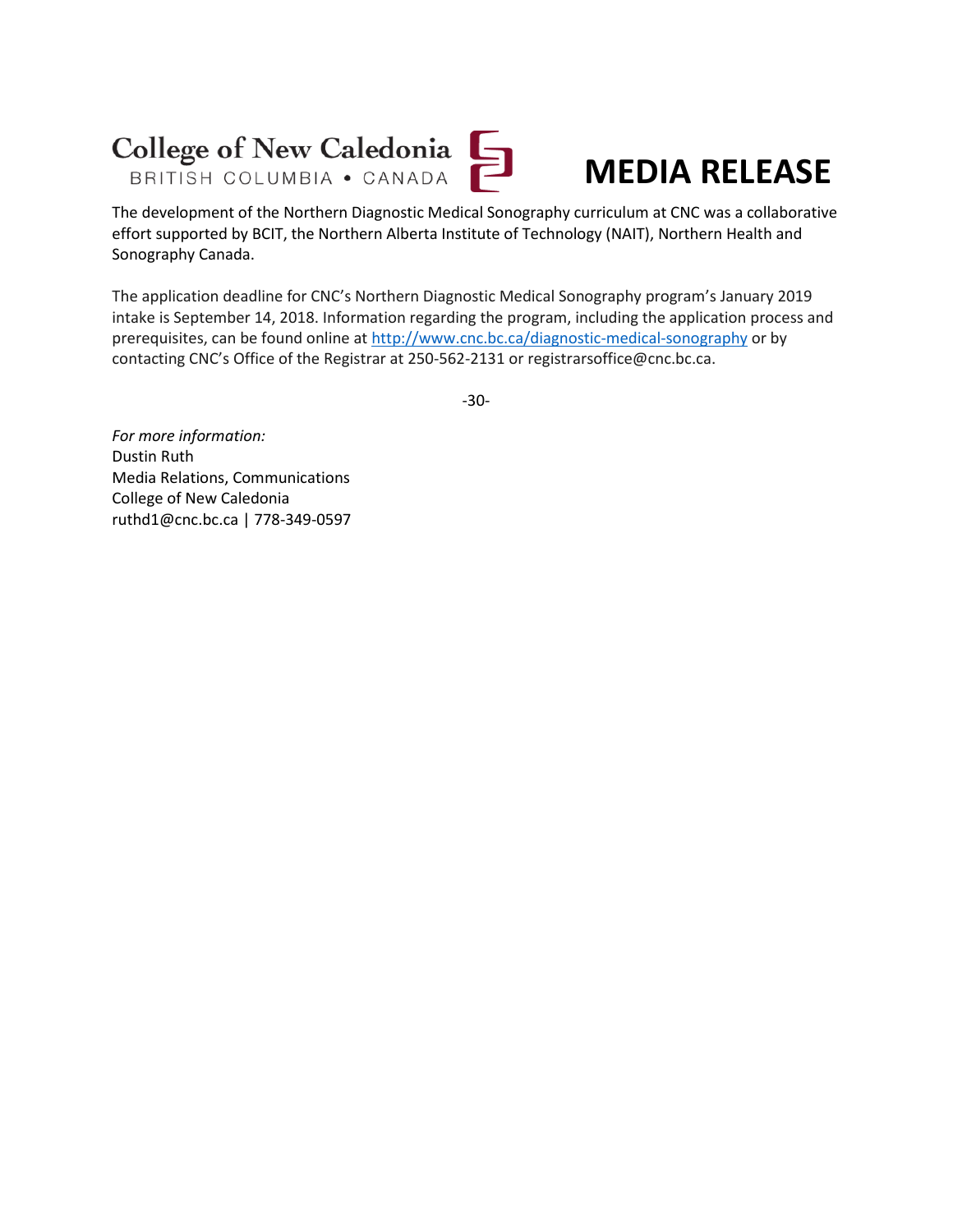College of New Caledonia
BRITISH COLUMBIA • CANADA

# MEDIA RELEASE

The development of the Northern Diagnostic Medical Sonography curriculum at CNC was a collaborative effort supported by BCIT, the Northern Alberta Institute of Technology (NAIT), Northern Health and Sonography Canada.

The application deadline for CNC's Northern Diagnostic Medical Sonography program's January 2019 intake is September 14, 2018. Information regarding the program, including the application process and prerequisites, can be found online at [http://www.cnc.bc.ca/diagnostic-medical-sonography](http://www.cnc.bc.ca/diagnostic-medical-sonography) or by contacting CNC's Office of the Registrar at 250-562-2131 or registrarsoffice@cnc.bc.ca.

-30-

*For more information:*
Dustin Ruth
Media Relations, Communications
College of New Caledonia
ruthd1@cnc.bc.ca | 778-349-0597